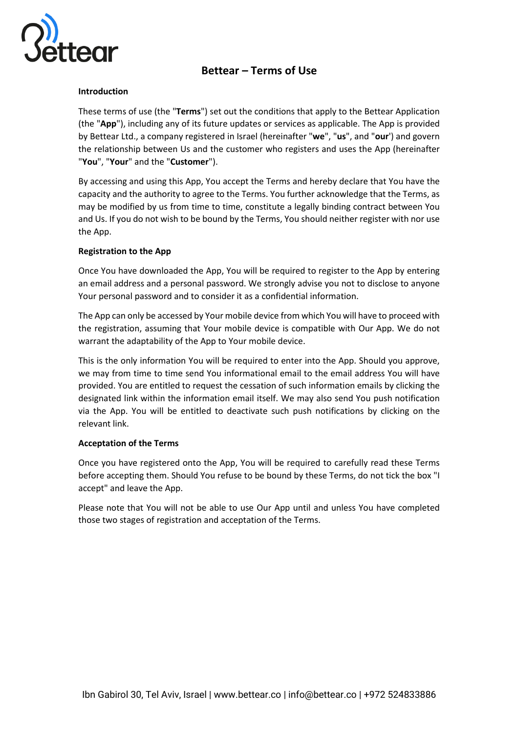# Bettear – Terms of Use

### Introduction

These terms of use (the "**Terms**") set out the conditions that apply to the Bettear Application (the "**App**"), including any of its future updates or services as applicable. The App is provided by Bettear Ltd., a company registered in Israel (hereinafter "**we**", "**us**", and "**our**') and govern the relationship between Us and the customer who registers and uses the App (hereinafter "**You**", "**Your**" and the "**Customer**").

By accessing and using this App, You accept the Terms and hereby declare that You have the capacity and the authority to agree to the Terms. You further acknowledge that the Terms, as may be modified by us from time to time, constitute a legally binding contract between You and Us. If you do not wish to be bound by the Terms, You should neither register with nor use the App.

### Registration to the App

Once You have downloaded the App, You will be required to register to the App by entering an email address and a personal password. We strongly advise you not to disclose to anyone Your personal password and to consider it as a confidential information.

The App can only be accessed by Your mobile device from which You will have to proceed with the registration, assuming that Your mobile device is compatible with Our App. We do not warrant the adaptability of the App to Your mobile device.

This is the only information You will be required to enter into the App. Should you approve, we may from time to time send You informational email to the email address You will have provided. You are entitled to request the cessation of such information emails by clicking the designated link within the information email itself. We may also send You push notification via the App. You will be entitled to deactivate such push notifications by clicking on the relevant link.

### Acceptation of the Terms

Once you have registered onto the App, You will be required to carefully read these Terms before accepting them. Should You refuse to be bound by these Terms, do not tick the box "I accept" and leave the App.

Please note that You will not be able to use Our App until and unless You have completed those two stages of registration and acceptation of the Terms.

Ibn Gabirol 30, Tel Aviv, Israel | www.bettear.co | info@bettear.co | +972 524833886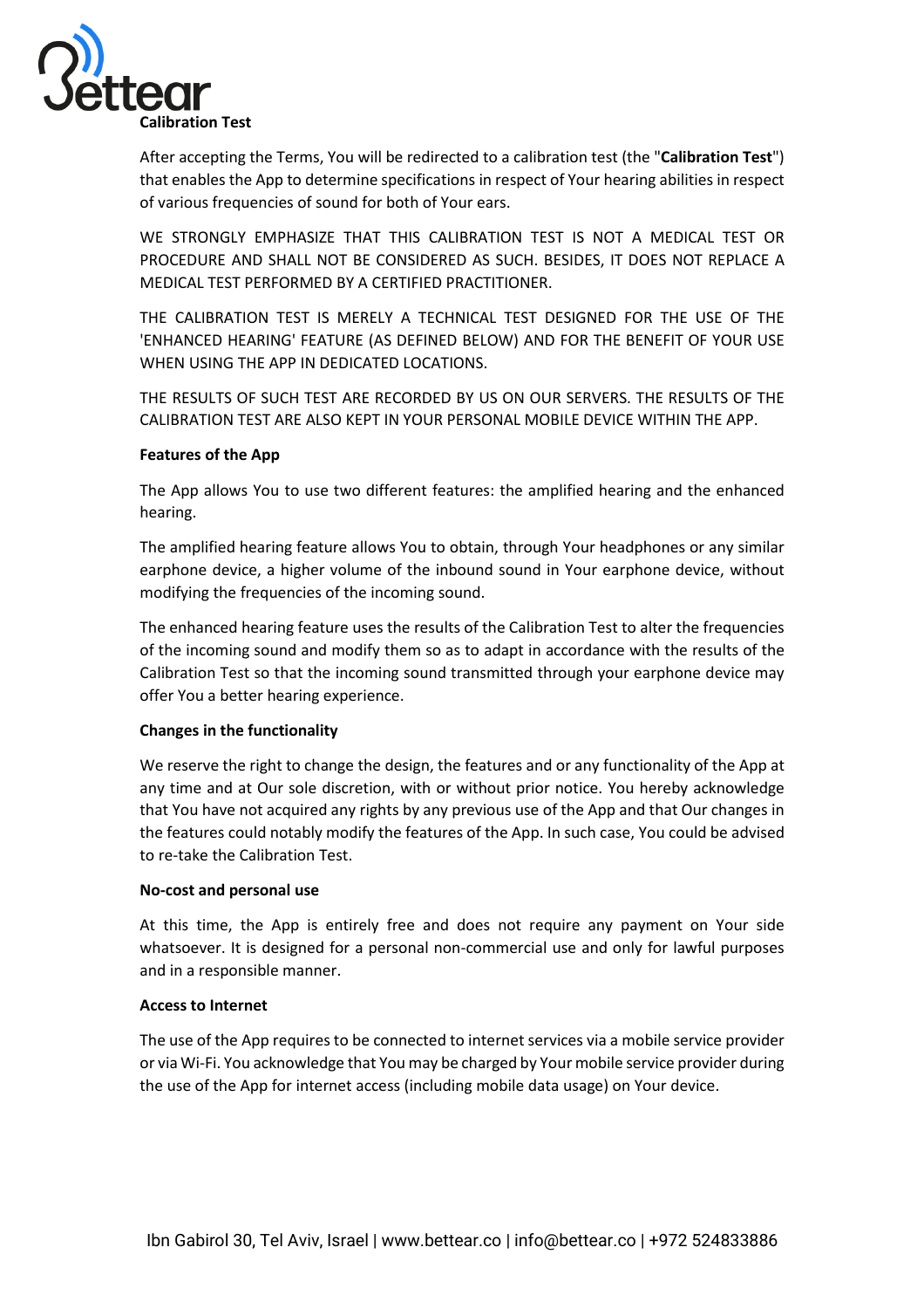**Calibration Test**

After accepting the Terms, You will be redirected to a calibration test (the "**Calibration Test**") that enables the App to determine specifications in respect of Your hearing abilities in respect of various frequencies of sound for both of Your ears.

WE STRONGLY EMPHASIZE THAT THIS CALIBRATION TEST IS NOT A MEDICAL TEST OR PROCEDURE AND SHALL NOT BE CONSIDERED AS SUCH. BESIDES, IT DOES NOT REPLACE A MEDICAL TEST PERFORMED BY A CERTIFIED PRACTITIONER.

THE CALIBRATION TEST IS MERELY A TECHNICAL TEST DESIGNED FOR THE USE OF THE 'ENHANCED HEARING' FEATURE (AS DEFINED BELOW) AND FOR THE BENEFIT OF YOUR USE WHEN USING THE APP IN DEDICATED LOCATIONS.

THE RESULTS OF SUCH TEST ARE RECORDED BY US ON OUR SERVERS. THE RESULTS OF THE CALIBRATION TEST ARE ALSO KEPT IN YOUR PERSONAL MOBILE DEVICE WITHIN THE APP.

**Features of the App**

The App allows You to use two different features: the amplified hearing and the enhanced hearing.

The amplified hearing feature allows You to obtain, through Your headphones or any similar earphone device, a higher volume of the inbound sound in Your earphone device, without modifying the frequencies of the incoming sound.

The enhanced hearing feature uses the results of the Calibration Test to alter the frequencies of the incoming sound and modify them so as to adapt in accordance with the results of the Calibration Test so that the incoming sound transmitted through your earphone device may offer You a better hearing experience.

**Changes in the functionality**

We reserve the right to change the design, the features and or any functionality of the App at any time and at Our sole discretion, with or without prior notice. You hereby acknowledge that You have not acquired any rights by any previous use of the App and that Our changes in the features could notably modify the features of the App. In such case, You could be advised to re-take the Calibration Test.

**No-cost and personal use**

At this time, the App is entirely free and does not require any payment on Your side whatsoever. It is designed for a personal non-commercial use and only for lawful purposes and in a responsible manner.

**Access to Internet**

The use of the App requires to be connected to internet services via a mobile service provider or via Wi-Fi. You acknowledge that You may be charged by Your mobile service provider during the use of the App for internet access (including mobile data usage) on Your device.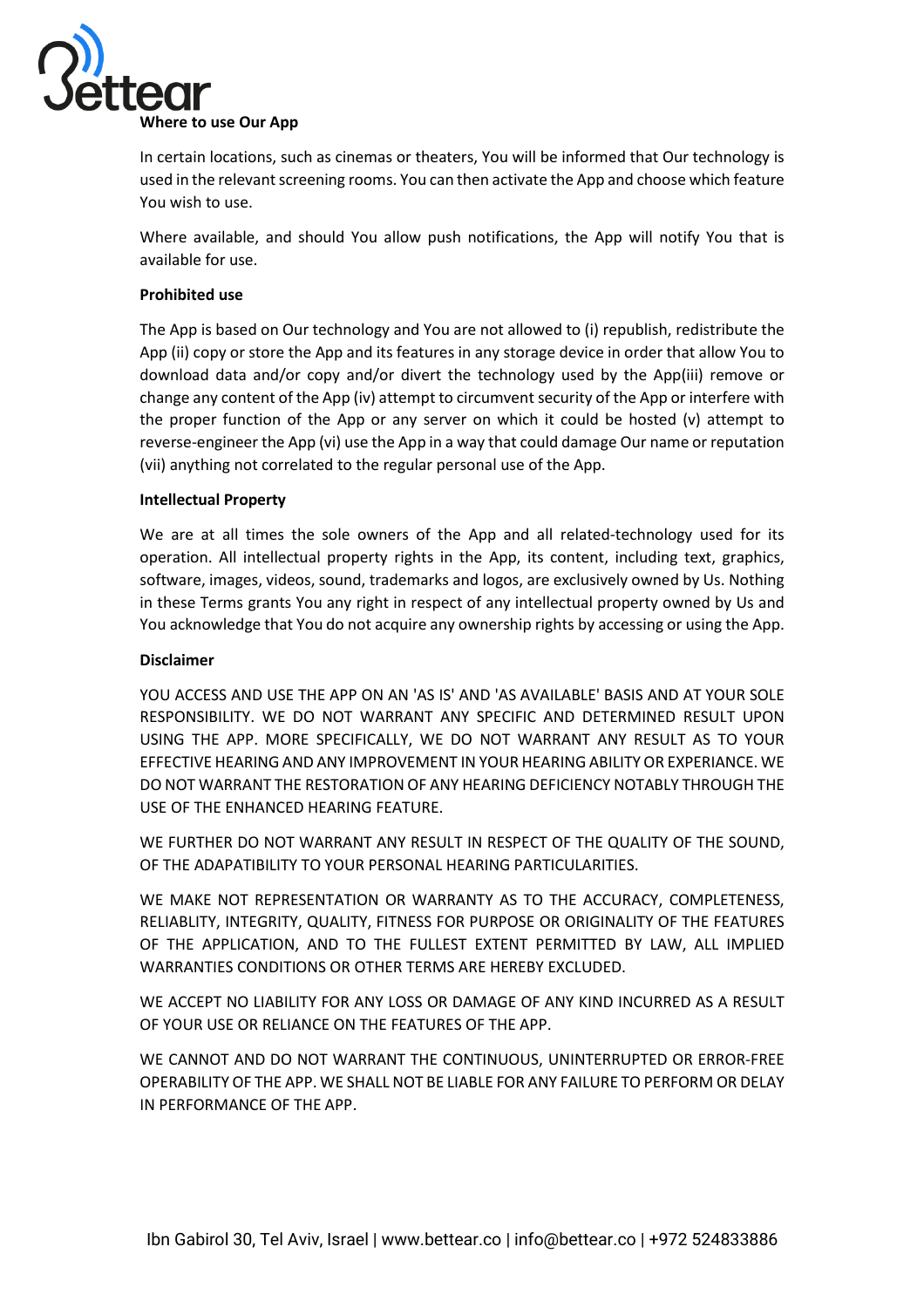**Where to use Our App**

In certain locations, such as cinemas or theaters, You will be informed that Our technology is used in the relevant screening rooms. You can then activate the App and choose which feature You wish to use.

Where available, and should You allow push notifications, the App will notify You that is available for use.

**Prohibited use**

The App is based on Our technology and You are not allowed to (i) republish, redistribute the App (ii) copy or store the App and its features in any storage device in order that allow You to download data and/or copy and/or divert the technology used by the App(iii) remove or change any content of the App (iv) attempt to circumvent security of the App or interfere with the proper function of the App or any server on which it could be hosted (v) attempt to reverse-engineer the App (vi) use the App in a way that could damage Our name or reputation (vii) anything not correlated to the regular personal use of the App.

**Intellectual Property**

We are at all times the sole owners of the App and all related-technology used for its operation. All intellectual property rights in the App, its content, including text, graphics, software, images, videos, sound, trademarks and logos, are exclusively owned by Us. Nothing in these Terms grants You any right in respect of any intellectual property owned by Us and You acknowledge that You do not acquire any ownership rights by accessing or using the App.

**Disclaimer**

YOU ACCESS AND USE THE APP ON AN 'AS IS' AND 'AS AVAILABLE' BASIS AND AT YOUR SOLE RESPONSIBILITY. WE DO NOT WARRANT ANY SPECIFIC AND DETERMINED RESULT UPON USING THE APP. MORE SPECIFICALLY, WE DO NOT WARRANT ANY RESULT AS TO YOUR EFFECTIVE HEARING AND ANY IMPROVEMENT IN YOUR HEARING ABILITY OR EXPERIANCE. WE DO NOT WARRANT THE RESTORATION OF ANY HEARING DEFICIENCY NOTABLY THROUGH THE USE OF THE ENHANCED HEARING FEATURE.

WE FURTHER DO NOT WARRANT ANY RESULT IN RESPECT OF THE QUALITY OF THE SOUND, OF THE ADAPATIBILITY TO YOUR PERSONAL HEARING PARTICULARITIES.

WE MAKE NOT REPRESENTATION OR WARRANTY AS TO THE ACCURACY, COMPLETENESS, RELIABLITY, INTEGRITY, QUALITY, FITNESS FOR PURPOSE OR ORIGINALITY OF THE FEATURES OF THE APPLICATION, AND TO THE FULLEST EXTENT PERMITTED BY LAW, ALL IMPLIED WARRANTIES CONDITIONS OR OTHER TERMS ARE HEREBY EXCLUDED.

WE ACCEPT NO LIABILITY FOR ANY LOSS OR DAMAGE OF ANY KIND INCURRED AS A RESULT OF YOUR USE OR RELIANCE ON THE FEATURES OF THE APP.

WE CANNOT AND DO NOT WARRANT THE CONTINUOUS, UNINTERRUPTED OR ERROR-FREE OPERABILITY OF THE APP. WE SHALL NOT BE LIABLE FOR ANY FAILURE TO PERFORM OR DELAY IN PERFORMANCE OF THE APP.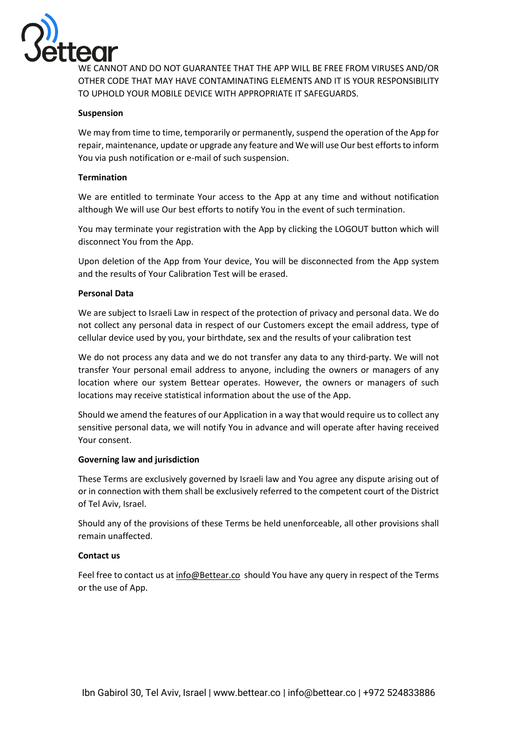WE CANNOT AND DO NOT GUARANTEE THAT THE APP WILL BE FREE FROM VIRUSES AND/OR OTHER CODE THAT MAY HAVE CONTAMINATING ELEMENTS AND IT IS YOUR RESPONSIBILITY TO UPHOLD YOUR MOBILE DEVICE WITH APPROPRIATE IT SAFEGUARDS.

**Suspension**

We may from time to time, temporarily or permanently, suspend the operation of the App for repair, maintenance, update or upgrade any feature and We will use Our best efforts to inform You via push notification or e-mail of such suspension.

**Termination**

We are entitled to terminate Your access to the App at any time and without notification although We will use Our best efforts to notify You in the event of such termination.

You may terminate your registration with the App by clicking the LOGOUT button which will disconnect You from the App.

Upon deletion of the App from Your device, You will be disconnected from the App system and the results of Your Calibration Test will be erased.

**Personal Data**

We are subject to Israeli Law in respect of the protection of privacy and personal data. We do not collect any personal data in respect of our Customers except the email address, type of cellular device used by you, your birthdate, sex and the results of your calibration test

We do not process any data and we do not transfer any data to any third-party. We will not transfer Your personal email address to anyone, including the owners or managers of any location where our system Bettear operates. However, the owners or managers of such locations may receive statistical information about the use of the App.

Should we amend the features of our Application in a way that would require us to collect any sensitive personal data, we will notify You in advance and will operate after having received Your consent.

**Governing law and jurisdiction**

These Terms are exclusively governed by Israeli law and You agree any dispute arising out of or in connection with them shall be exclusively referred to the competent court of the District of Tel Aviv, Israel.

Should any of the provisions of these Terms be held unenforceable, all other provisions shall remain unaffected.

**Contact us**

Feel free to contact us at info@Bettear.co should You have any query in respect of the Terms or the use of App.